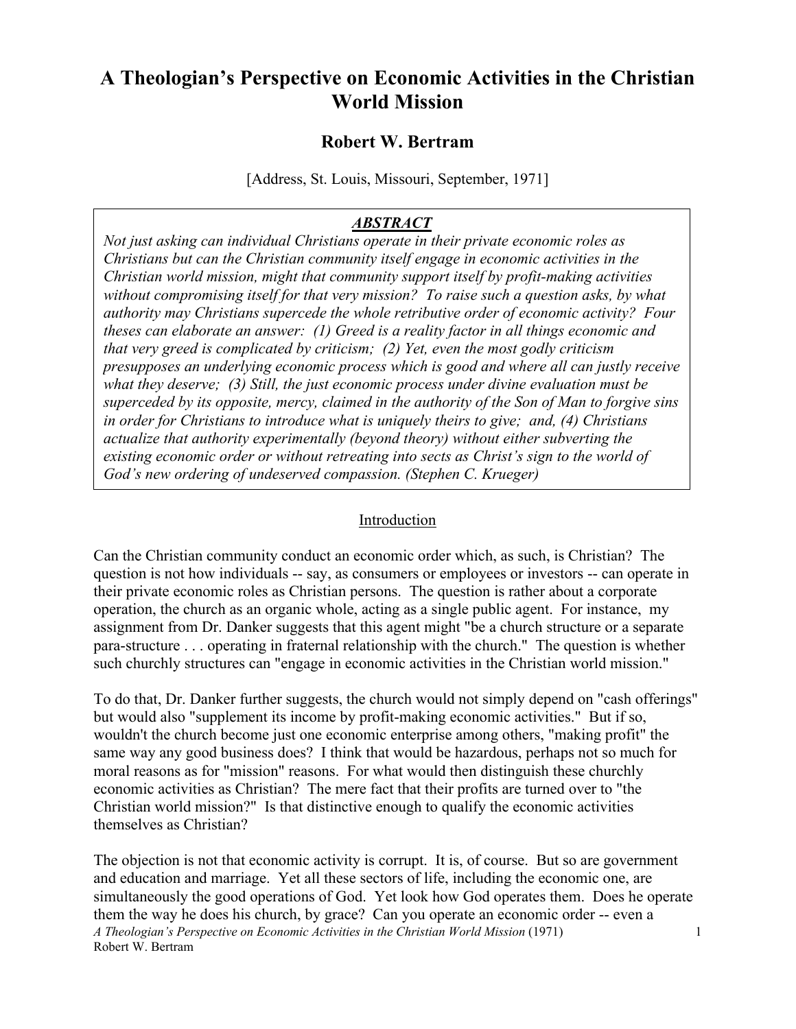# A Theologian's Perspective on Economic Activities in the Christian World Mission

## Robert W. Bertram

[Address, St. Louis, Missouri, September, 1971]

> ***ABSTRACT***
>
> *Not just asking can individual Christians operate in their private economic roles as Christians but can the Christian community itself engage in economic activities in the Christian world mission, might that community support itself by profit-making activities without compromising itself for that very mission? To raise such a question asks, by what authority may Christians supercede the whole retributive order of economic activity? Four theses can elaborate an answer: (1) Greed is a reality factor in all things economic and that very greed is complicated by criticism; (2) Yet, even the most godly criticism presupposes an underlying economic process which is good and where all can justly receive what they deserve; (3) Still, the just economic process under divine evaluation must be superceded by its opposite, mercy, claimed in the authority of the Son of Man to forgive sins in order for Christians to introduce what is uniquely theirs to give; and, (4) Christians actualize that authority experimentally (beyond theory) without either subverting the existing economic order or without retreating into sects as Christ's sign to the world of God's new ordering of undeserved compassion. (Stephen C. Krueger)*

### Introduction

Can the Christian community conduct an economic order which, as such, is Christian? The question is not how individuals -- say, as consumers or employees or investors -- can operate in their private economic roles as Christian persons. The question is rather about a corporate operation, the church as an organic whole, acting as a single public agent. For instance, my assignment from Dr. Danker suggests that this agent might "be a church structure or a separate para-structure . . . operating in fraternal relationship with the church." The question is whether such churchly structures can "engage in economic activities in the Christian world mission."

To do that, Dr. Danker further suggests, the church would not simply depend on "cash offerings" but would also "supplement its income by profit-making economic activities." But if so, wouldn't the church become just one economic enterprise among others, "making profit" the same way any good business does? I think that would be hazardous, perhaps not so much for moral reasons as for "mission" reasons. For what would then distinguish these churchly economic activities as Christian? The mere fact that their profits are turned over to "the Christian world mission?" Is that distinctive enough to qualify the economic activities themselves as Christian?

The objection is not that economic activity is corrupt. It is, of course. But so are government and education and marriage. Yet all these sectors of life, including the economic one, are simultaneously the good operations of God. Yet look how God operates them. Does he operate them the way he does his church, by grace? Can you operate an economic order -- even a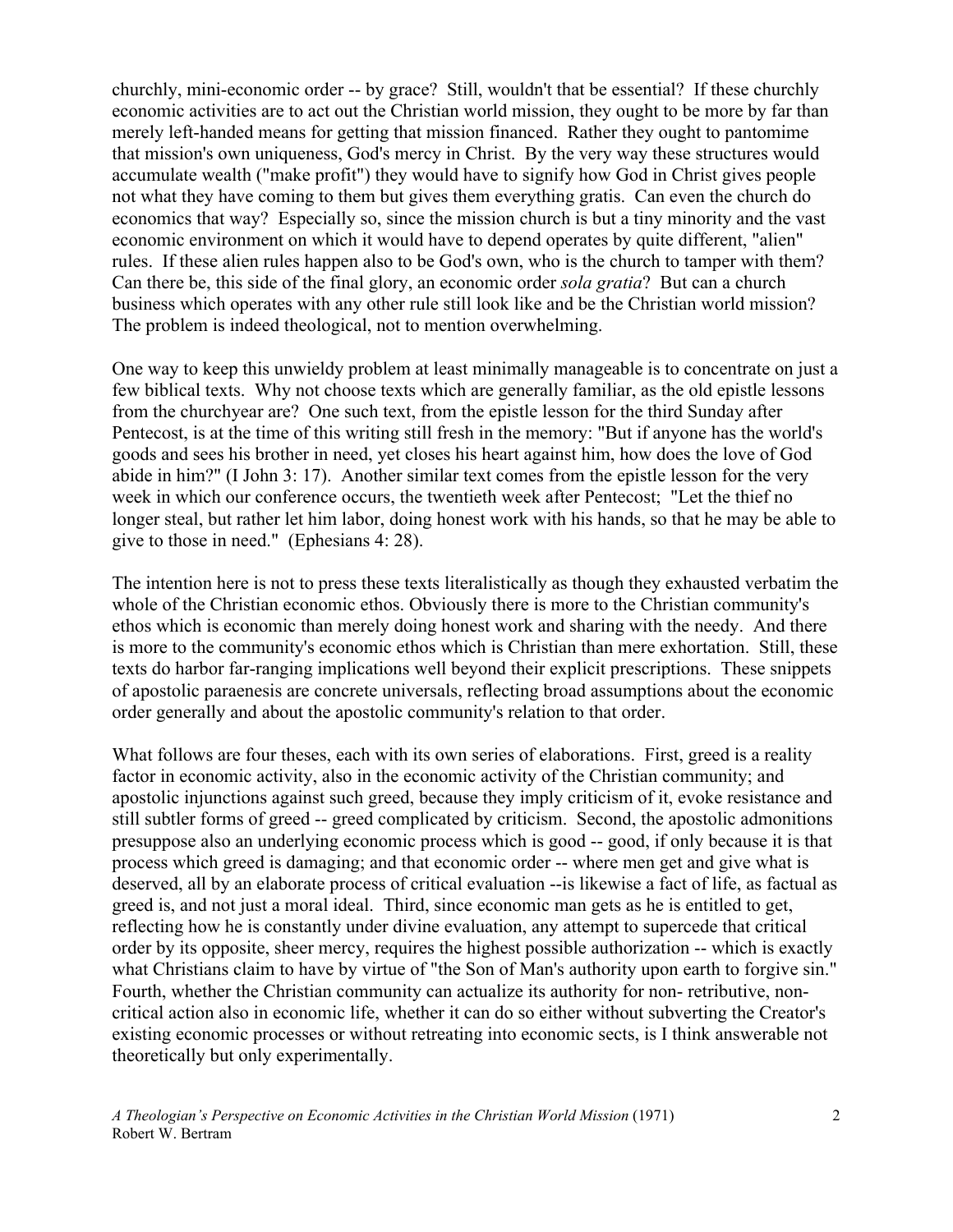churchly, mini-economic order -- by grace? Still, wouldn't that be essential? If these churchly economic activities are to act out the Christian world mission, they ought to be more by far than merely left-handed means for getting that mission financed. Rather they ought to pantomime that mission's own uniqueness, God's mercy in Christ. By the very way these structures would accumulate wealth ("make profit") they would have to signify how God in Christ gives people not what they have coming to them but gives them everything gratis. Can even the church do economics that way? Especially so, since the mission church is but a tiny minority and the vast economic environment on which it would have to depend operates by quite different, "alien" rules. If these alien rules happen also to be God's own, who is the church to tamper with them? Can there be, this side of the final glory, an economic order *sola gratia*? But can a church business which operates with any other rule still look like and be the Christian world mission? The problem is indeed theological, not to mention overwhelming.

One way to keep this unwieldy problem at least minimally manageable is to concentrate on just a few biblical texts. Why not choose texts which are generally familiar, as the old epistle lessons from the churchyear are? One such text, from the epistle lesson for the third Sunday after Pentecost, is at the time of this writing still fresh in the memory: "But if anyone has the world's goods and sees his brother in need, yet closes his heart against him, how does the love of God abide in him?" (I John 3: 17). Another similar text comes from the epistle lesson for the very week in which our conference occurs, the twentieth week after Pentecost; "Let the thief no longer steal, but rather let him labor, doing honest work with his hands, so that he may be able to give to those in need." (Ephesians 4: 28).

The intention here is not to press these texts literalistically as though they exhausted verbatim the whole of the Christian economic ethos. Obviously there is more to the Christian community's ethos which is economic than merely doing honest work and sharing with the needy. And there is more to the community's economic ethos which is Christian than mere exhortation. Still, these texts do harbor far-ranging implications well beyond their explicit prescriptions. These snippets of apostolic paraenesis are concrete universals, reflecting broad assumptions about the economic order generally and about the apostolic community's relation to that order.

What follows are four theses, each with its own series of elaborations. First, greed is a reality factor in economic activity, also in the economic activity of the Christian community; and apostolic injunctions against such greed, because they imply criticism of it, evoke resistance and still subtler forms of greed -- greed complicated by criticism. Second, the apostolic admonitions presuppose also an underlying economic process which is good -- good, if only because it is that process which greed is damaging; and that economic order -- where men get and give what is deserved, all by an elaborate process of critical evaluation --is likewise a fact of life, as factual as greed is, and not just a moral ideal. Third, since economic man gets as he is entitled to get, reflecting how he is constantly under divine evaluation, any attempt to supercede that critical order by its opposite, sheer mercy, requires the highest possible authorization -- which is exactly what Christians claim to have by virtue of "the Son of Man's authority upon earth to forgive sin." Fourth, whether the Christian community can actualize its authority for non- retributive, non-critical action also in economic life, whether it can do so either without subverting the Creator's existing economic processes or without retreating into economic sects, is I think answerable not theoretically but only experimentally.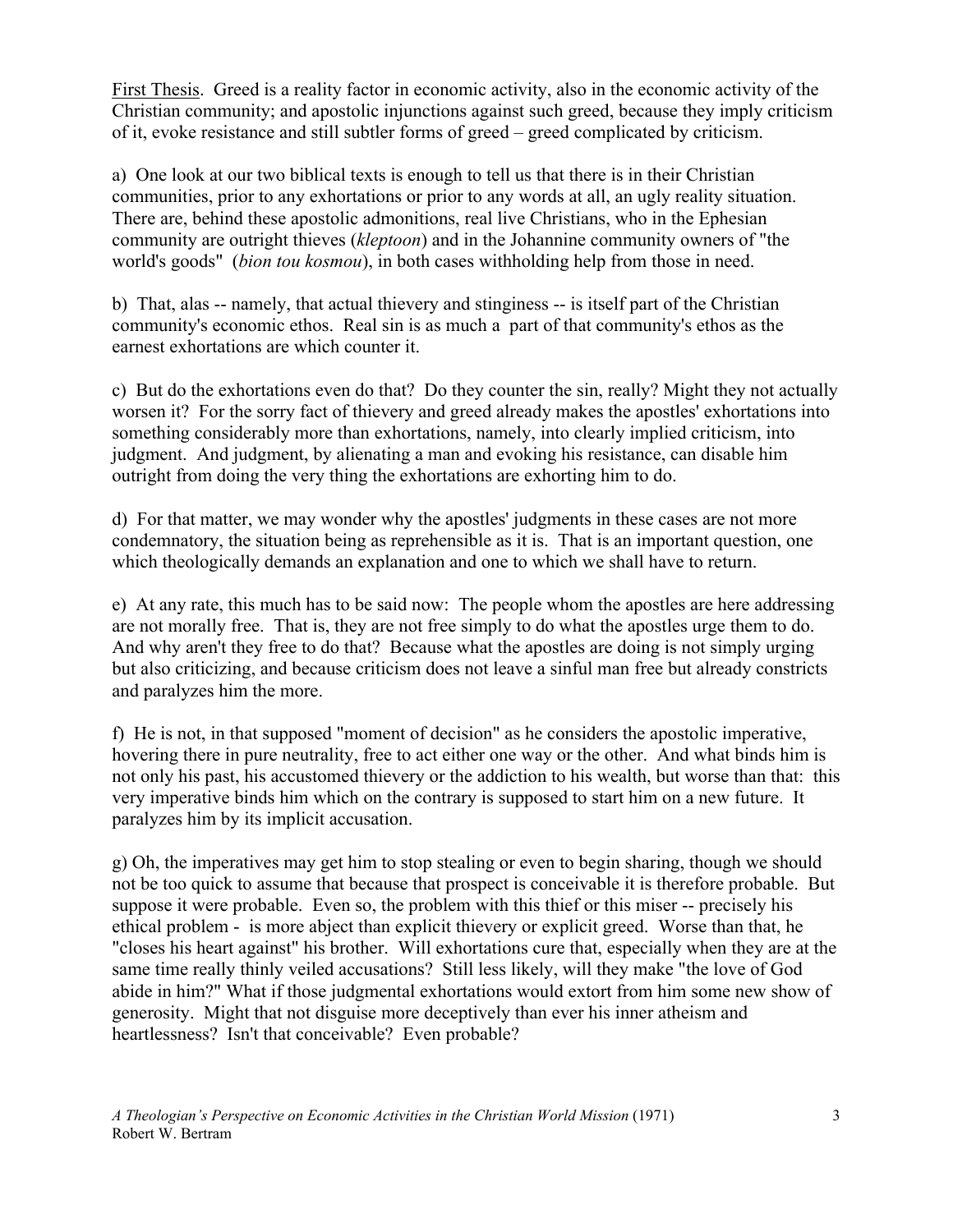First Thesis. Greed is a reality factor in economic activity, also in the economic activity of the Christian community; and apostolic injunctions against such greed, because they imply criticism of it, evoke resistance and still subtler forms of greed – greed complicated by criticism.

a) One look at our two biblical texts is enough to tell us that there is in their Christian communities, prior to any exhortations or prior to any words at all, an ugly reality situation. There are, behind these apostolic admonitions, real live Christians, who in the Ephesian community are outright thieves (*kleptoon*) and in the Johannine community owners of "the world's goods" (*bion tou kosmou*), in both cases withholding help from those in need.

b) That, alas -- namely, that actual thievery and stinginess -- is itself part of the Christian community's economic ethos. Real sin is as much a part of that community's ethos as the earnest exhortations are which counter it.

c) But do the exhortations even do that? Do they counter the sin, really? Might they not actually worsen it? For the sorry fact of thievery and greed already makes the apostles' exhortations into something considerably more than exhortations, namely, into clearly implied criticism, into judgment. And judgment, by alienating a man and evoking his resistance, can disable him outright from doing the very thing the exhortations are exhorting him to do.

d) For that matter, we may wonder why the apostles' judgments in these cases are not more condemnatory, the situation being as reprehensible as it is. That is an important question, one which theologically demands an explanation and one to which we shall have to return.

e) At any rate, this much has to be said now: The people whom the apostles are here addressing are not morally free. That is, they are not free simply to do what the apostles urge them to do. And why aren't they free to do that? Because what the apostles are doing is not simply urging but also criticizing, and because criticism does not leave a sinful man free but already constricts and paralyzes him the more.

f) He is not, in that supposed "moment of decision" as he considers the apostolic imperative, hovering there in pure neutrality, free to act either one way or the other. And what binds him is not only his past, his accustomed thievery or the addiction to his wealth, but worse than that: this very imperative binds him which on the contrary is supposed to start him on a new future. It paralyzes him by its implicit accusation.

g) Oh, the imperatives may get him to stop stealing or even to begin sharing, though we should not be too quick to assume that because that prospect is conceivable it is therefore probable. But suppose it were probable. Even so, the problem with this thief or this miser -- precisely his ethical problem - is more abject than explicit thievery or explicit greed. Worse than that, he "closes his heart against" his brother. Will exhortations cure that, especially when they are at the same time really thinly veiled accusations? Still less likely, will they make "the love of God abide in him?" What if those judgmental exhortations would extort from him some new show of generosity. Might that not disguise more deceptively than ever his inner atheism and heartlessness? Isn't that conceivable? Even probable?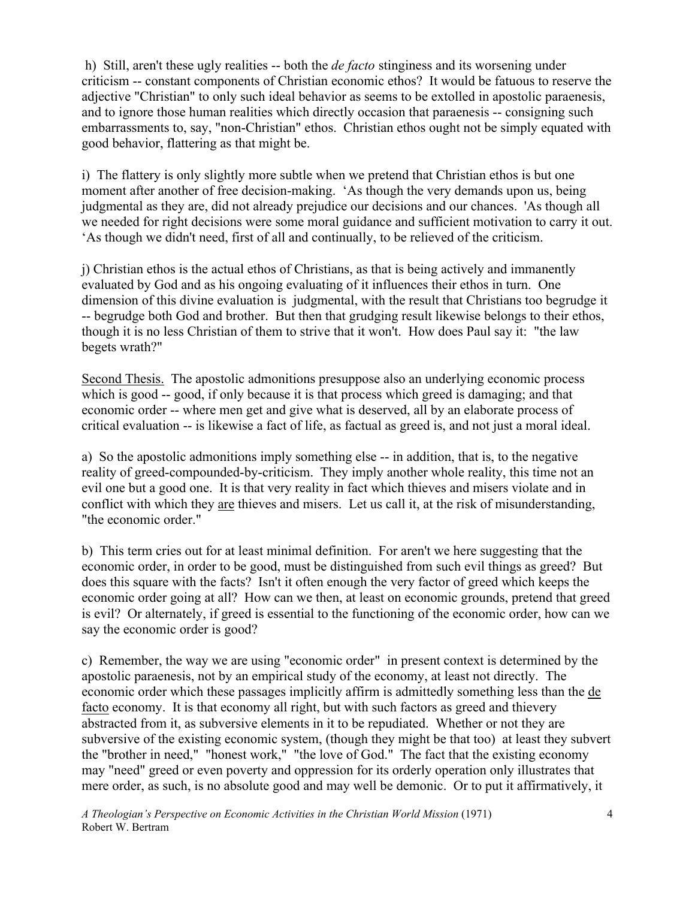h) Still, aren't these ugly realities -- both the *de facto* stinginess and its worsening under criticism -- constant components of Christian economic ethos? It would be fatuous to reserve the adjective "Christian" to only such ideal behavior as seems to be extolled in apostolic paraenesis, and to ignore those human realities which directly occasion that paraenesis -- consigning such embarrassments to, say, "non-Christian" ethos. Christian ethos ought not be simply equated with good behavior, flattering as that might be.

i) The flattery is only slightly more subtle when we pretend that Christian ethos is but one moment after another of free decision-making. 'As though the very demands upon us, being judgmental as they are, did not already prejudice our decisions and our chances. 'As though all we needed for right decisions were some moral guidance and sufficient motivation to carry it out. 'As though we didn't need, first of all and continually, to be relieved of the criticism.

j) Christian ethos is the actual ethos of Christians, as that is being actively and immanently evaluated by God and as his ongoing evaluating of it influences their ethos in turn. One dimension of this divine evaluation is judgmental, with the result that Christians too begrudge it -- begrudge both God and brother. But then that grudging result likewise belongs to their ethos, though it is no less Christian of them to strive that it won't. How does Paul say it: "the law begets wrath?"

<u>Second Thesis.</u> The apostolic admonitions presuppose also an underlying economic process which is good -- good, if only because it is that process which greed is damaging; and that economic order -- where men get and give what is deserved, all by an elaborate process of critical evaluation -- is likewise a fact of life, as factual as greed is, and not just a moral ideal.

a) So the apostolic admonitions imply something else -- in addition, that is, to the negative reality of greed-compounded-by-criticism. They imply another whole reality, this time not an evil one but a good one. It is that very reality in fact which thieves and misers violate and in conflict with which they <u>are</u> thieves and misers. Let us call it, at the risk of misunderstanding, "the economic order."

b) This term cries out for at least minimal definition. For aren't we here suggesting that the economic order, in order to be good, must be distinguished from such evil things as greed? But does this square with the facts? Isn't it often enough the very factor of greed which keeps the economic order going at all? How can we then, at least on economic grounds, pretend that greed is evil? Or alternately, if greed is essential to the functioning of the economic order, how can we say the economic order is good?

c) Remember, the way we are using "economic order" in present context is determined by the apostolic paraenesis, not by an empirical study of the economy, at least not directly. The economic order which these passages implicitly affirm is admittedly something less than the <u>de facto</u> economy. It is that economy all right, but with such factors as greed and thievery abstracted from it, as subversive elements in it to be repudiated. Whether or not they are subversive of the existing economic system, (though they might be that too) at least they subvert the "brother in need," "honest work," "the love of God." The fact that the existing economy may "need" greed or even poverty and oppression for its orderly operation only illustrates that mere order, as such, is no absolute good and may well be demonic. Or to put it affirmatively, it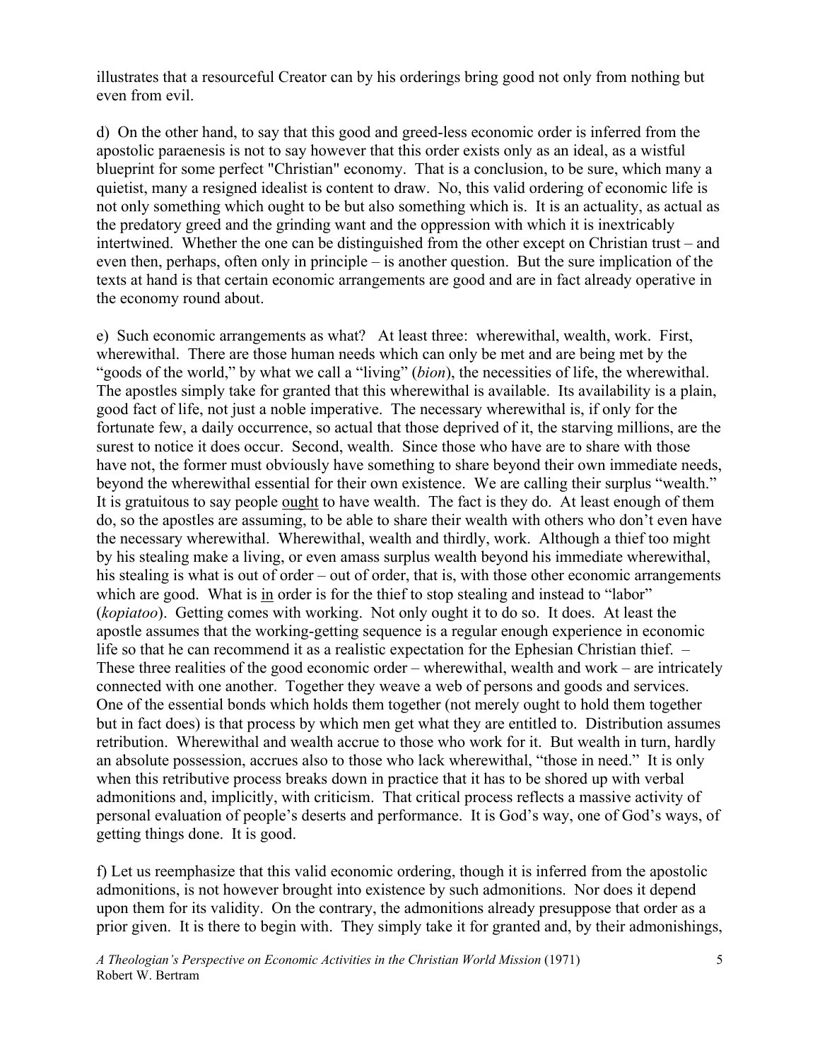illustrates that a resourceful Creator can by his orderings bring good not only from nothing but even from evil.

d) On the other hand, to say that this good and greed-less economic order is inferred from the apostolic paraenesis is not to say however that this order exists only as an ideal, as a wistful blueprint for some perfect "Christian" economy. That is a conclusion, to be sure, which many a quietist, many a resigned idealist is content to draw. No, this valid ordering of economic life is not only something which ought to be but also something which is. It is an actuality, as actual as the predatory greed and the grinding want and the oppression with which it is inextricably intertwined. Whether the one can be distinguished from the other except on Christian trust – and even then, perhaps, often only in principle – is another question. But the sure implication of the texts at hand is that certain economic arrangements are good and are in fact already operative in the economy round about.

e) Such economic arrangements as what? At least three: wherewithal, wealth, work. First, wherewithal. There are those human needs which can only be met and are being met by the "goods of the world," by what we call a "living" (*bion*), the necessities of life, the wherewithal. The apostles simply take for granted that this wherewithal is available. Its availability is a plain, good fact of life, not just a noble imperative. The necessary wherewithal is, if only for the fortunate few, a daily occurrence, so actual that those deprived of it, the starving millions, are the surest to notice it does occur. Second, wealth. Since those who have are to share with those have not, the former must obviously have something to share beyond their own immediate needs, beyond the wherewithal essential for their own existence. We are calling their surplus "wealth." It is gratuitous to say people <u>ought</u> to have wealth. The fact is they do. At least enough of them do, so the apostles are assuming, to be able to share their wealth with others who don't even have the necessary wherewithal. Wherewithal, wealth and thirdly, work. Although a thief too might by his stealing make a living, or even amass surplus wealth beyond his immediate wherewithal, his stealing is what is out of order – out of order, that is, with those other economic arrangements which are good. What is <u>in</u> order is for the thief to stop stealing and instead to "labor" (*kopiatoo*). Getting comes with working. Not only ought it to do so. It does. At least the apostle assumes that the working-getting sequence is a regular enough experience in economic life so that he can recommend it as a realistic expectation for the Ephesian Christian thief. – These three realities of the good economic order – wherewithal, wealth and work – are intricately connected with one another. Together they weave a web of persons and goods and services. One of the essential bonds which holds them together (not merely ought to hold them together but in fact does) is that process by which men get what they are entitled to. Distribution assumes retribution. Wherewithal and wealth accrue to those who work for it. But wealth in turn, hardly an absolute possession, accrues also to those who lack wherewithal, "those in need." It is only when this retributive process breaks down in practice that it has to be shored up with verbal admonitions and, implicitly, with criticism. That critical process reflects a massive activity of personal evaluation of people's deserts and performance. It is God's way, one of God's ways, of getting things done. It is good.

f) Let us reemphasize that this valid economic ordering, though it is inferred from the apostolic admonitions, is not however brought into existence by such admonitions. Nor does it depend upon them for its validity. On the contrary, the admonitions already presuppose that order as a prior given. It is there to begin with. They simply take it for granted and, by their admonishings,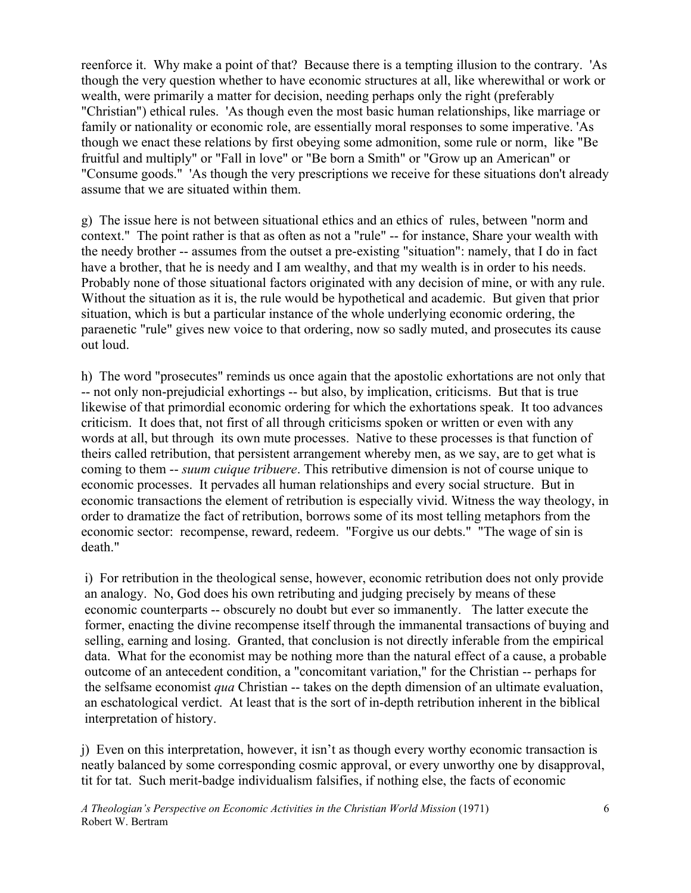reenforce it. Why make a point of that? Because there is a tempting illusion to the contrary. 'As though the very question whether to have economic structures at all, like wherewithal or work or wealth, were primarily a matter for decision, needing perhaps only the right (preferably "Christian") ethical rules. 'As though even the most basic human relationships, like marriage or family or nationality or economic role, are essentially moral responses to some imperative. 'As though we enact these relations by first obeying some admonition, some rule or norm, like "Be fruitful and multiply" or "Fall in love" or "Be born a Smith" or "Grow up an American" or "Consume goods." 'As though the very prescriptions we receive for these situations don't already assume that we are situated within them.

g) The issue here is not between situational ethics and an ethics of rules, between "norm and context." The point rather is that as often as not a "rule" -- for instance, Share your wealth with the needy brother -- assumes from the outset a pre-existing "situation": namely, that I do in fact have a brother, that he is needy and I am wealthy, and that my wealth is in order to his needs. Probably none of those situational factors originated with any decision of mine, or with any rule. Without the situation as it is, the rule would be hypothetical and academic. But given that prior situation, which is but a particular instance of the whole underlying economic ordering, the paraenetic "rule" gives new voice to that ordering, now so sadly muted, and prosecutes its cause out loud.

h) The word "prosecutes" reminds us once again that the apostolic exhortations are not only that -- not only non-prejudicial exhortings -- but also, by implication, criticisms. But that is true likewise of that primordial economic ordering for which the exhortations speak. It too advances criticism. It does that, not first of all through criticisms spoken or written or even with any words at all, but through its own mute processes. Native to these processes is that function of theirs called retribution, that persistent arrangement whereby men, as we say, are to get what is coming to them -- *suum cuique tribuere*. This retributive dimension is not of course unique to economic processes. It pervades all human relationships and every social structure. But in economic transactions the element of retribution is especially vivid. Witness the way theology, in order to dramatize the fact of retribution, borrows some of its most telling metaphors from the economic sector: recompense, reward, redeem. "Forgive us our debts." "The wage of sin is death."

i) For retribution in the theological sense, however, economic retribution does not only provide an analogy. No, God does his own retributing and judging precisely by means of these economic counterparts -- obscurely no doubt but ever so immanently. The latter execute the former, enacting the divine recompense itself through the immanental transactions of buying and selling, earning and losing. Granted, that conclusion is not directly inferable from the empirical data. What for the economist may be nothing more than the natural effect of a cause, a probable outcome of an antecedent condition, a "concomitant variation," for the Christian -- perhaps for the selfsame economist *qua* Christian -- takes on the depth dimension of an ultimate evaluation, an eschatological verdict. At least that is the sort of in-depth retribution inherent in the biblical interpretation of history.

j) Even on this interpretation, however, it isn't as though every worthy economic transaction is neatly balanced by some corresponding cosmic approval, or every unworthy one by disapproval, tit for tat. Such merit-badge individualism falsifies, if nothing else, the facts of economic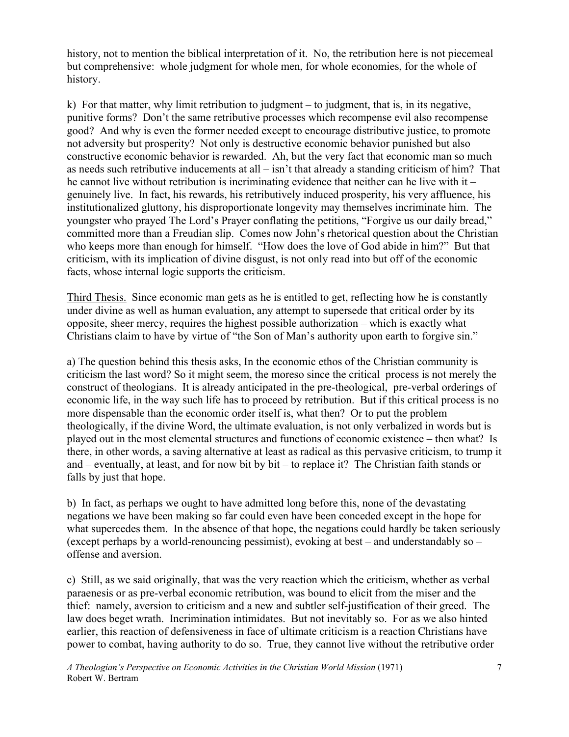history, not to mention the biblical interpretation of it. No, the retribution here is not piecemeal but comprehensive: whole judgment for whole men, for whole economies, for the whole of history.

k) For that matter, why limit retribution to judgment – to judgment, that is, in its negative, punitive forms? Don't the same retributive processes which recompense evil also recompense good? And why is even the former needed except to encourage distributive justice, to promote not adversity but prosperity? Not only is destructive economic behavior punished but also constructive economic behavior is rewarded. Ah, but the very fact that economic man so much as needs such retributive inducements at all – isn't that already a standing criticism of him? That he cannot live without retribution is incriminating evidence that neither can he live with it – genuinely live. In fact, his rewards, his retributively induced prosperity, his very affluence, his institutionalized gluttony, his disproportionate longevity may themselves incriminate him. The youngster who prayed The Lord's Prayer conflating the petitions, "Forgive us our daily bread," committed more than a Freudian slip. Comes now John's rhetorical question about the Christian who keeps more than enough for himself. "How does the love of God abide in him?" But that criticism, with its implication of divine disgust, is not only read into but off of the economic facts, whose internal logic supports the criticism.

<u>Third Thesis.</u> Since economic man gets as he is entitled to get, reflecting how he is constantly under divine as well as human evaluation, any attempt to supersede that critical order by its opposite, sheer mercy, requires the highest possible authorization – which is exactly what Christians claim to have by virtue of "the Son of Man's authority upon earth to forgive sin."

a) The question behind this thesis asks, In the economic ethos of the Christian community is criticism the last word? So it might seem, the moreso since the critical process is not merely the construct of theologians. It is already anticipated in the pre-theological, pre-verbal orderings of economic life, in the way such life has to proceed by retribution. But if this critical process is no more dispensable than the economic order itself is, what then? Or to put the problem theologically, if the divine Word, the ultimate evaluation, is not only verbalized in words but is played out in the most elemental structures and functions of economic existence – then what? Is there, in other words, a saving alternative at least as radical as this pervasive criticism, to trump it and – eventually, at least, and for now bit by bit – to replace it? The Christian faith stands or falls by just that hope.

b) In fact, as perhaps we ought to have admitted long before this, none of the devastating negations we have been making so far could even have been conceded except in the hope for what supercedes them. In the absence of that hope, the negations could hardly be taken seriously (except perhaps by a world-renouncing pessimist), evoking at best – and understandably so – offense and aversion.

c) Still, as we said originally, that was the very reaction which the criticism, whether as verbal paraenesis or as pre-verbal economic retribution, was bound to elicit from the miser and the thief: namely, aversion to criticism and a new and subtler self-justification of their greed. The law does beget wrath. Incrimination intimidates. But not inevitably so. For as we also hinted earlier, this reaction of defensiveness in face of ultimate criticism is a reaction Christians have power to combat, having authority to do so. True, they cannot live without the retributive order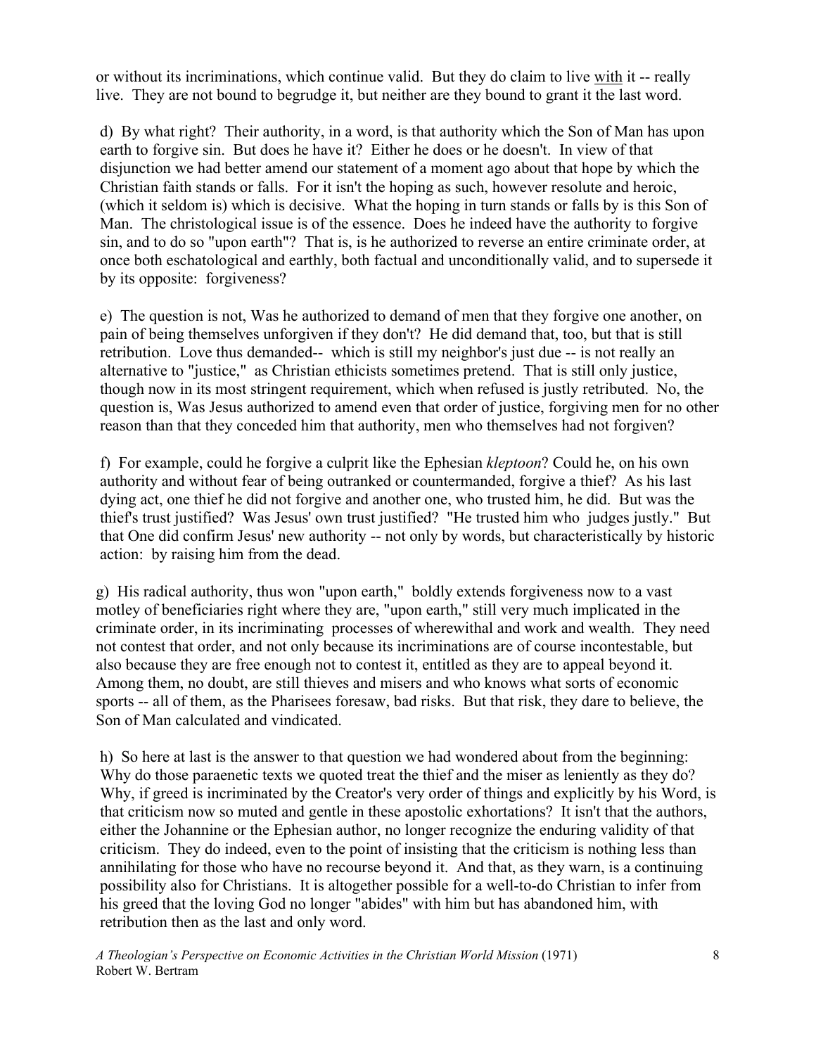or without its incriminations, which continue valid. But they do claim to live <u>with</u> it -- really live. They are not bound to begrudge it, but neither are they bound to grant it the last word.

d) By what right? Their authority, in a word, is that authority which the Son of Man has upon earth to forgive sin. But does he have it? Either he does or he doesn't. In view of that disjunction we had better amend our statement of a moment ago about that hope by which the Christian faith stands or falls. For it isn't the hoping as such, however resolute and heroic, (which it seldom is) which is decisive. What the hoping in turn stands or falls by is this Son of Man. The christological issue is of the essence. Does he indeed have the authority to forgive sin, and to do so "upon earth"? That is, is he authorized to reverse an entire criminate order, at once both eschatological and earthly, both factual and unconditionally valid, and to supersede it by its opposite: forgiveness?

e) The question is not, Was he authorized to demand of men that they forgive one another, on pain of being themselves unforgiven if they don't? He did demand that, too, but that is still retribution. Love thus demanded-- which is still my neighbor's just due -- is not really an alternative to "justice," as Christian ethicists sometimes pretend. That is still only justice, though now in its most stringent requirement, which when refused is justly retributed. No, the question is, Was Jesus authorized to amend even that order of justice, forgiving men for no other reason than that they conceded him that authority, men who themselves had not forgiven?

f) For example, could he forgive a culprit like the Ephesian *kleptoon*? Could he, on his own authority and without fear of being outranked or countermanded, forgive a thief? As his last dying act, one thief he did not forgive and another one, who trusted him, he did. But was the thief's trust justified? Was Jesus' own trust justified? "He trusted him who judges justly." But that One did confirm Jesus' new authority -- not only by words, but characteristically by historic action: by raising him from the dead.

g) His radical authority, thus won "upon earth," boldly extends forgiveness now to a vast motley of beneficiaries right where they are, "upon earth," still very much implicated in the criminate order, in its incriminating processes of wherewithal and work and wealth. They need not contest that order, and not only because its incriminations are of course incontestable, but also because they are free enough not to contest it, entitled as they are to appeal beyond it. Among them, no doubt, are still thieves and misers and who knows what sorts of economic sports -- all of them, as the Pharisees foresaw, bad risks. But that risk, they dare to believe, the Son of Man calculated and vindicated.

h) So here at last is the answer to that question we had wondered about from the beginning: Why do those paraenetic texts we quoted treat the thief and the miser as leniently as they do? Why, if greed is incriminated by the Creator's very order of things and explicitly by his Word, is that criticism now so muted and gentle in these apostolic exhortations? It isn't that the authors, either the Johannine or the Ephesian author, no longer recognize the enduring validity of that criticism. They do indeed, even to the point of insisting that the criticism is nothing less than annihilating for those who have no recourse beyond it. And that, as they warn, is a continuing possibility also for Christians. It is altogether possible for a well-to-do Christian to infer from his greed that the loving God no longer "abides" with him but has abandoned him, with retribution then as the last and only word.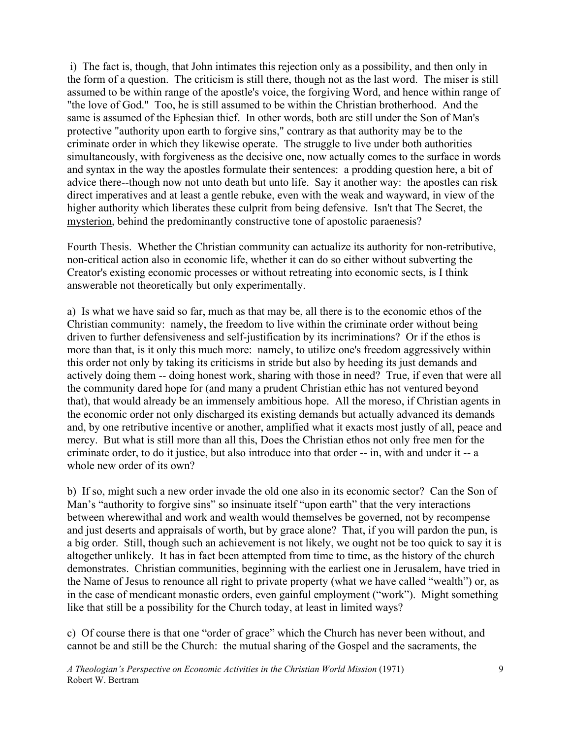i) The fact is, though, that John intimates this rejection only as a possibility, and then only in the form of a question. The criticism is still there, though not as the last word. The miser is still assumed to be within range of the apostle's voice, the forgiving Word, and hence within range of "the love of God." Too, he is still assumed to be within the Christian brotherhood. And the same is assumed of the Ephesian thief. In other words, both are still under the Son of Man's protective "authority upon earth to forgive sins," contrary as that authority may be to the criminate order in which they likewise operate. The struggle to live under both authorities simultaneously, with forgiveness as the decisive one, now actually comes to the surface in words and syntax in the way the apostles formulate their sentences: a prodding question here, a bit of advice there--though now not unto death but unto life. Say it another way: the apostles can risk direct imperatives and at least a gentle rebuke, even with the weak and wayward, in view of the higher authority which liberates these culprit from being defensive. Isn't that The Secret, the <u>mysterion</u>, behind the predominantly constructive tone of apostolic paraenesis?

<u>Fourth Thesis.</u> Whether the Christian community can actualize its authority for non-retributive, non-critical action also in economic life, whether it can do so either without subverting the Creator's existing economic processes or without retreating into economic sects, is I think answerable not theoretically but only experimentally.

a) Is what we have said so far, much as that may be, all there is to the economic ethos of the Christian community: namely, the freedom to live within the criminate order without being driven to further defensiveness and self-justification by its incriminations? Or if the ethos is more than that, is it only this much more: namely, to utilize one's freedom aggressively within this order not only by taking its criticisms in stride but also by heeding its just demands and actively doing them -- doing honest work, sharing with those in need? True, if even that were all the community dared hope for (and many a prudent Christian ethic has not ventured beyond that), that would already be an immensely ambitious hope. All the moreso, if Christian agents in the economic order not only discharged its existing demands but actually advanced its demands and, by one retributive incentive or another, amplified what it exacts most justly of all, peace and mercy. But what is still more than all this, Does the Christian ethos not only free men for the criminate order, to do it justice, but also introduce into that order -- in, with and under it -- a whole new order of its own?

b) If so, might such a new order invade the old one also in its economic sector? Can the Son of Man's "authority to forgive sins" so insinuate itself "upon earth" that the very interactions between wherewithal and work and wealth would themselves be governed, not by recompense and just deserts and appraisals of worth, but by grace alone? That, if you will pardon the pun, is a big order. Still, though such an achievement is not likely, we ought not be too quick to say it is altogether unlikely. It has in fact been attempted from time to time, as the history of the church demonstrates. Christian communities, beginning with the earliest one in Jerusalem, have tried in the Name of Jesus to renounce all right to private property (what we have called "wealth") or, as in the case of mendicant monastic orders, even gainful employment ("work"). Might something like that still be a possibility for the Church today, at least in limited ways?

c) Of course there is that one "order of grace" which the Church has never been without, and cannot be and still be the Church: the mutual sharing of the Gospel and the sacraments, the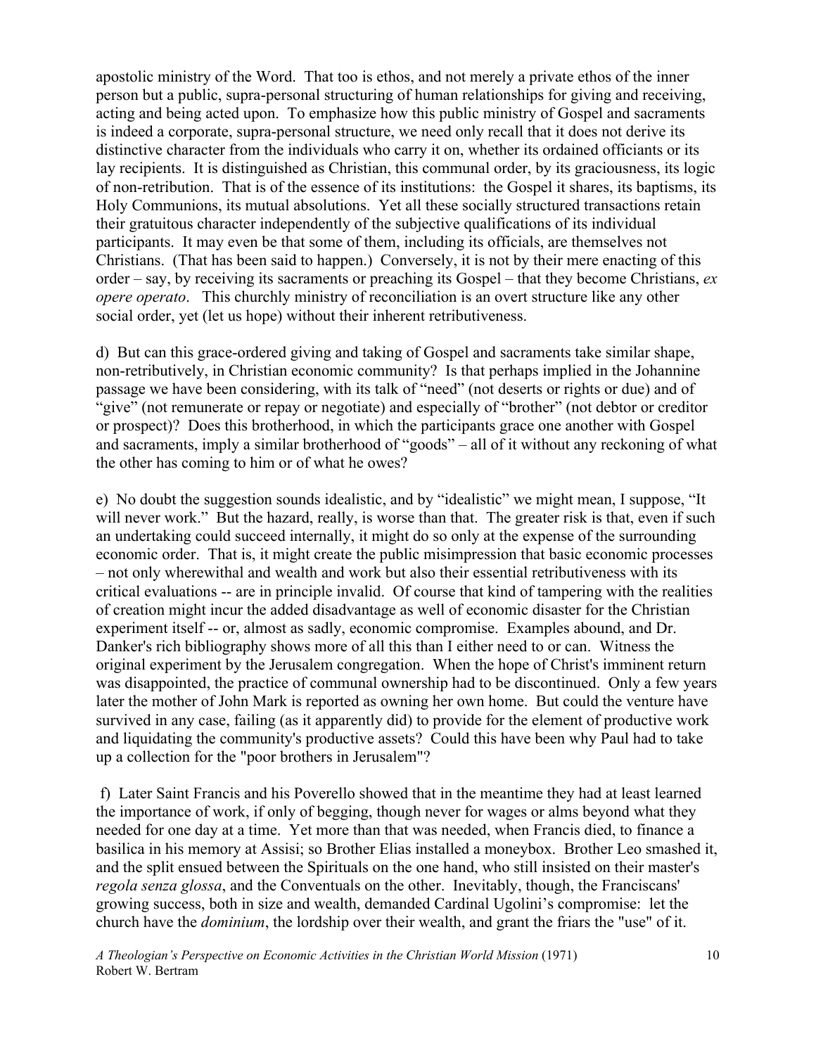apostolic ministry of the Word. That too is ethos, and not merely a private ethos of the inner person but a public, supra-personal structuring of human relationships for giving and receiving, acting and being acted upon. To emphasize how this public ministry of Gospel and sacraments is indeed a corporate, supra-personal structure, we need only recall that it does not derive its distinctive character from the individuals who carry it on, whether its ordained officiants or its lay recipients. It is distinguished as Christian, this communal order, by its graciousness, its logic of non-retribution. That is of the essence of its institutions: the Gospel it shares, its baptisms, its Holy Communions, its mutual absolutions. Yet all these socially structured transactions retain their gratuitous character independently of the subjective qualifications of its individual participants. It may even be that some of them, including its officials, are themselves not Christians. (That has been said to happen.) Conversely, it is not by their mere enacting of this order – say, by receiving its sacraments or preaching its Gospel – that they become Christians, *ex opere operato*. This churchly ministry of reconciliation is an overt structure like any other social order, yet (let us hope) without their inherent retributiveness.

d) But can this grace-ordered giving and taking of Gospel and sacraments take similar shape, non-retributively, in Christian economic community? Is that perhaps implied in the Johannine passage we have been considering, with its talk of "need" (not deserts or rights or due) and of "give" (not remunerate or repay or negotiate) and especially of "brother" (not debtor or creditor or prospect)? Does this brotherhood, in which the participants grace one another with Gospel and sacraments, imply a similar brotherhood of "goods" – all of it without any reckoning of what the other has coming to him or of what he owes?

e) No doubt the suggestion sounds idealistic, and by "idealistic" we might mean, I suppose, "It will never work." But the hazard, really, is worse than that. The greater risk is that, even if such an undertaking could succeed internally, it might do so only at the expense of the surrounding economic order. That is, it might create the public misimpression that basic economic processes – not only wherewithal and wealth and work but also their essential retributiveness with its critical evaluations -- are in principle invalid. Of course that kind of tampering with the realities of creation might incur the added disadvantage as well of economic disaster for the Christian experiment itself -- or, almost as sadly, economic compromise. Examples abound, and Dr. Danker's rich bibliography shows more of all this than I either need to or can. Witness the original experiment by the Jerusalem congregation. When the hope of Christ's imminent return was disappointed, the practice of communal ownership had to be discontinued. Only a few years later the mother of John Mark is reported as owning her own home. But could the venture have survived in any case, failing (as it apparently did) to provide for the element of productive work and liquidating the community's productive assets? Could this have been why Paul had to take up a collection for the "poor brothers in Jerusalem"?

f) Later Saint Francis and his Poverello showed that in the meantime they had at least learned the importance of work, if only of begging, though never for wages or alms beyond what they needed for one day at a time. Yet more than that was needed, when Francis died, to finance a basilica in his memory at Assisi; so Brother Elias installed a moneybox. Brother Leo smashed it, and the split ensued between the Spirituals on the one hand, who still insisted on their master's *regola senza glossa*, and the Conventuals on the other. Inevitably, though, the Franciscans' growing success, both in size and wealth, demanded Cardinal Ugolini's compromise: let the church have the *dominium*, the lordship over their wealth, and grant the friars the "use" of it.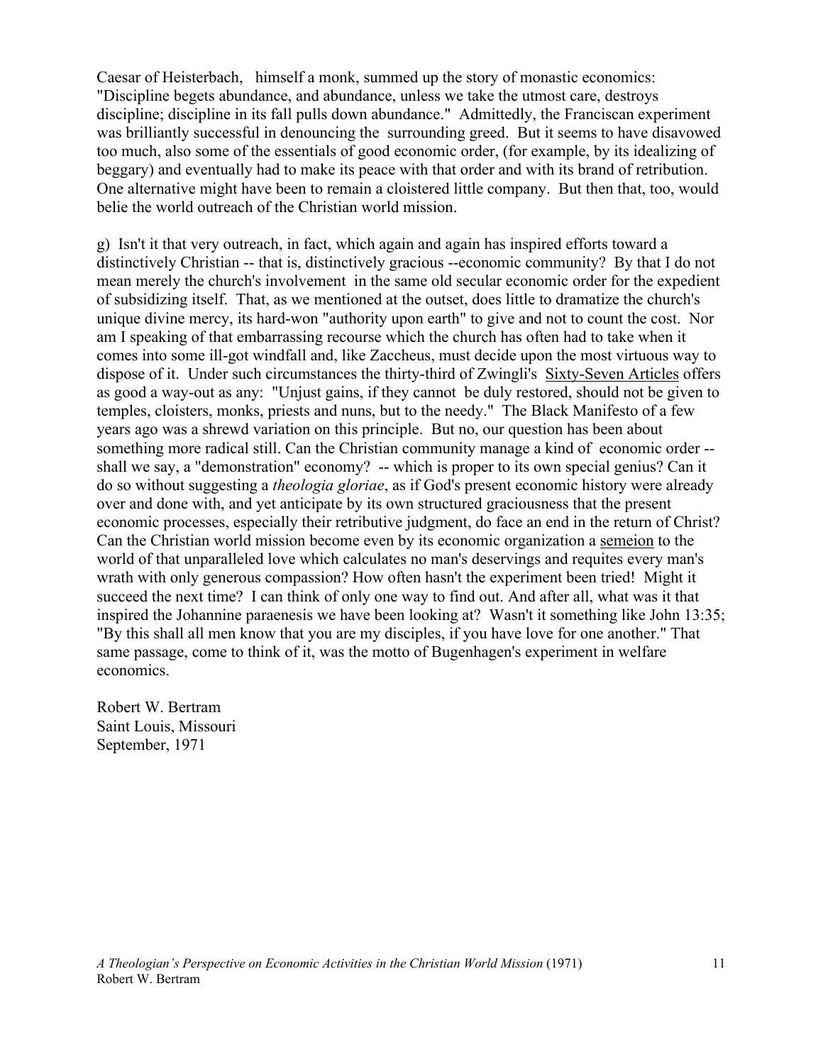Caesar of Heisterbach, himself a monk, summed up the story of monastic economics: "Discipline begets abundance, and abundance, unless we take the utmost care, destroys discipline; discipline in its fall pulls down abundance." Admittedly, the Franciscan experiment was brilliantly successful in denouncing the surrounding greed. But it seems to have disavowed too much, also some of the essentials of good economic order, (for example, by its idealizing of beggary) and eventually had to make its peace with that order and with its brand of retribution. One alternative might have been to remain a cloistered little company. But then that, too, would belie the world outreach of the Christian world mission.

g) Isn't it that very outreach, in fact, which again and again has inspired efforts toward a distinctively Christian -- that is, distinctively gracious --economic community? By that I do not mean merely the church's involvement in the same old secular economic order for the expedient of subsidizing itself. That, as we mentioned at the outset, does little to dramatize the church's unique divine mercy, its hard-won "authority upon earth" to give and not to count the cost. Nor am I speaking of that embarrassing recourse which the church has often had to take when it comes into some ill-got windfall and, like Zaccheus, must decide upon the most virtuous way to dispose of it. Under such circumstances the thirty-third of Zwingli's Sixty-Seven Articles offers as good a way-out as any: "Unjust gains, if they cannot be duly restored, should not be given to temples, cloisters, monks, priests and nuns, but to the needy." The Black Manifesto of a few years ago was a shrewd variation on this principle. But no, our question has been about something more radical still. Can the Christian community manage a kind of economic order -- shall we say, a "demonstration" economy? -- which is proper to its own special genius? Can it do so without suggesting a *theologia gloriae*, as if God's present economic history were already over and done with, and yet anticipate by its own structured graciousness that the present economic processes, especially their retributive judgment, do face an end in the return of Christ? Can the Christian world mission become even by its economic organization a semeion to the world of that unparalleled love which calculates no man's deservings and requites every man's wrath with only generous compassion? How often hasn't the experiment been tried! Might it succeed the next time? I can think of only one way to find out. And after all, what was it that inspired the Johannine paraenesis we have been looking at? Wasn't it something like John 13:35; "By this shall all men know that you are my disciples, if you have love for one another." That same passage, come to think of it, was the motto of Bugenhagen's experiment in welfare economics.

Robert W. Bertram
Saint Louis, Missouri
September, 1971